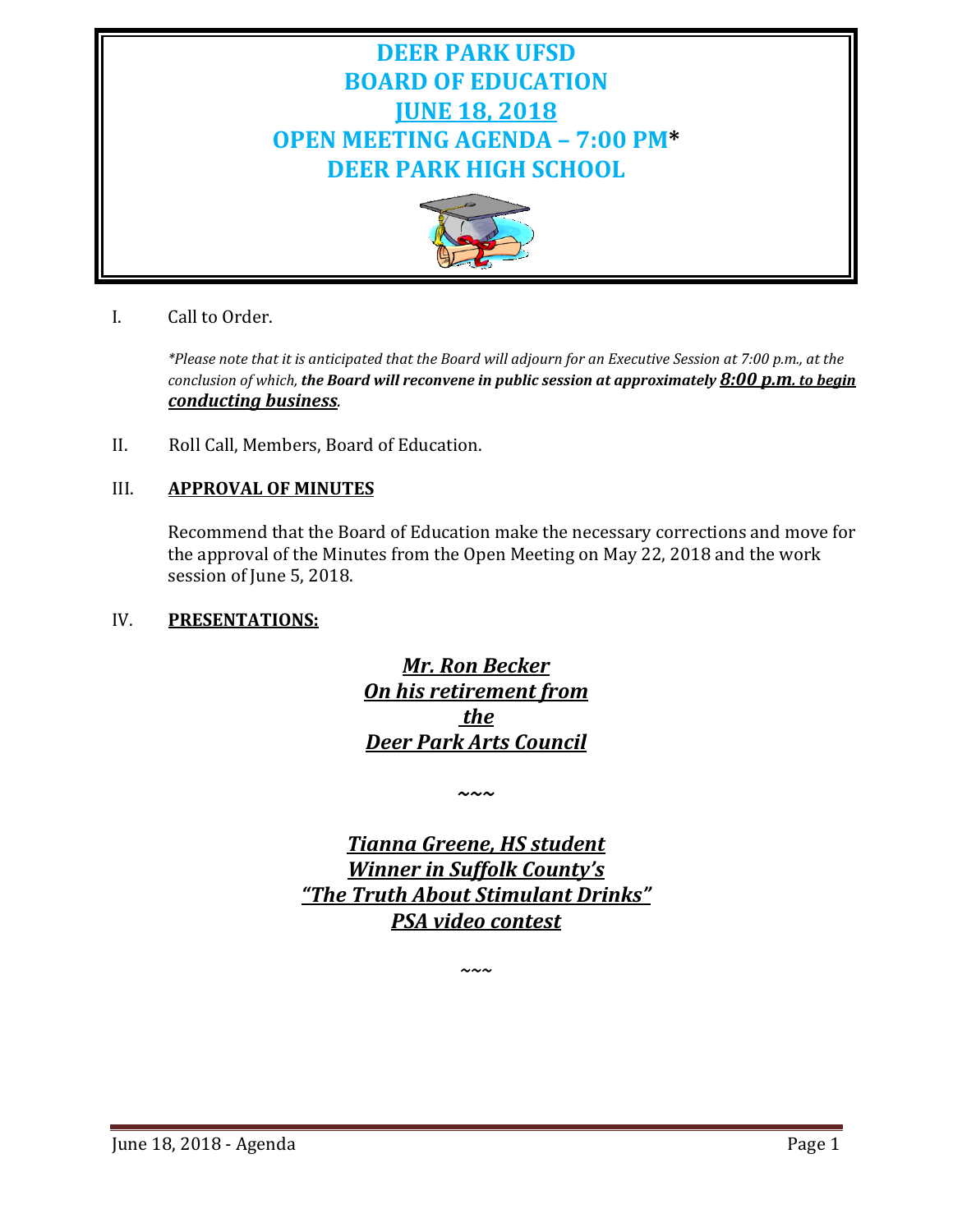# DEER PARK UFSD
# BOARD OF EDUCATION
# JUNE 18, 2018
# OPEN MEETING AGENDA – 7:00 PM*
# DEER PARK HIGH SCHOOL

I. Call to Order.

*\*Please note that it is anticipated that the Board will adjourn for an Executive Session at 7:00 p.m., at the conclusion of which,* ***the Board will reconvene in public session at approximately 8:00 p.m. to begin conducting business****.*

II. Roll Call, Members, Board of Education.

III. **APPROVAL OF MINUTES**

Recommend that the Board of Education make the necessary corrections and move for the approval of the Minutes from the Open Meeting on May 22, 2018 and the work session of June 5, 2018.

IV. **PRESENTATIONS:**

***Mr. Ron Becker***
***On his retirement from the***
***Deer Park Arts Council***

~~~

***Tianna Greene, HS student***
***Winner in Suffolk County's***
***"The Truth About Stimulant Drinks"***
***PSA video contest***

~~~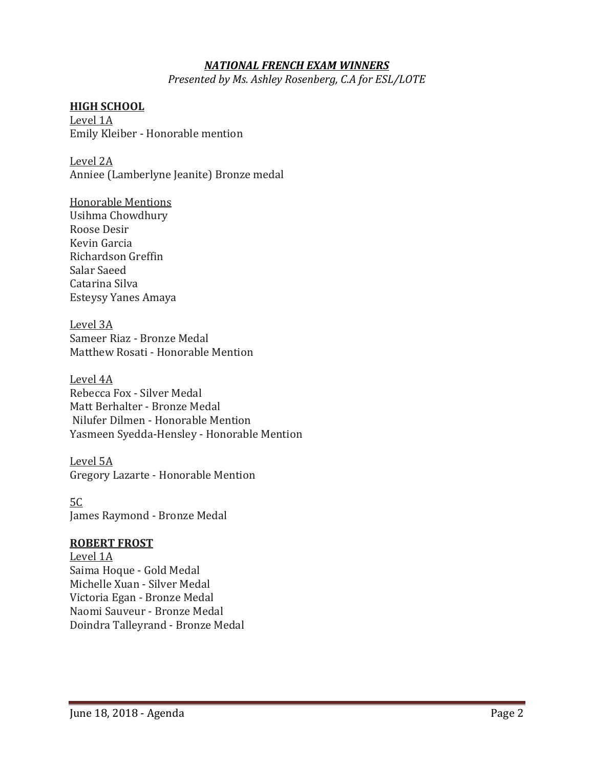## ***NATIONAL FRENCH EXAM WINNERS***

*Presented by Ms. Ashley Rosenberg, C.A for ESL/LOTE*

**HIGH SCHOOL**

Level 1A
Emily Kleiber - Honorable mention

Level 2A
Anniee (Lamberlyne Jeanite) Bronze medal

Honorable Mentions
Usihma Chowdhury
Roose Desir
Kevin Garcia
Richardson Greffin
Salar Saeed
Catarina Silva
Esteysy Yanes Amaya

Level 3A
Sameer Riaz - Bronze Medal
Matthew Rosati - Honorable Mention

Level 4A
Rebecca Fox - Silver Medal
Matt Berhalter - Bronze Medal
Nilufer Dilmen - Honorable Mention
Yasmeen Syedda-Hensley - Honorable Mention

Level 5A
Gregory Lazarte - Honorable Mention

5C
James Raymond - Bronze Medal

**ROBERT FROST**

Level 1A
Saima Hoque - Gold Medal
Michelle Xuan - Silver Medal
Victoria Egan - Bronze Medal
Naomi Sauveur - Bronze Medal
Doindra Talleyrand - Bronze Medal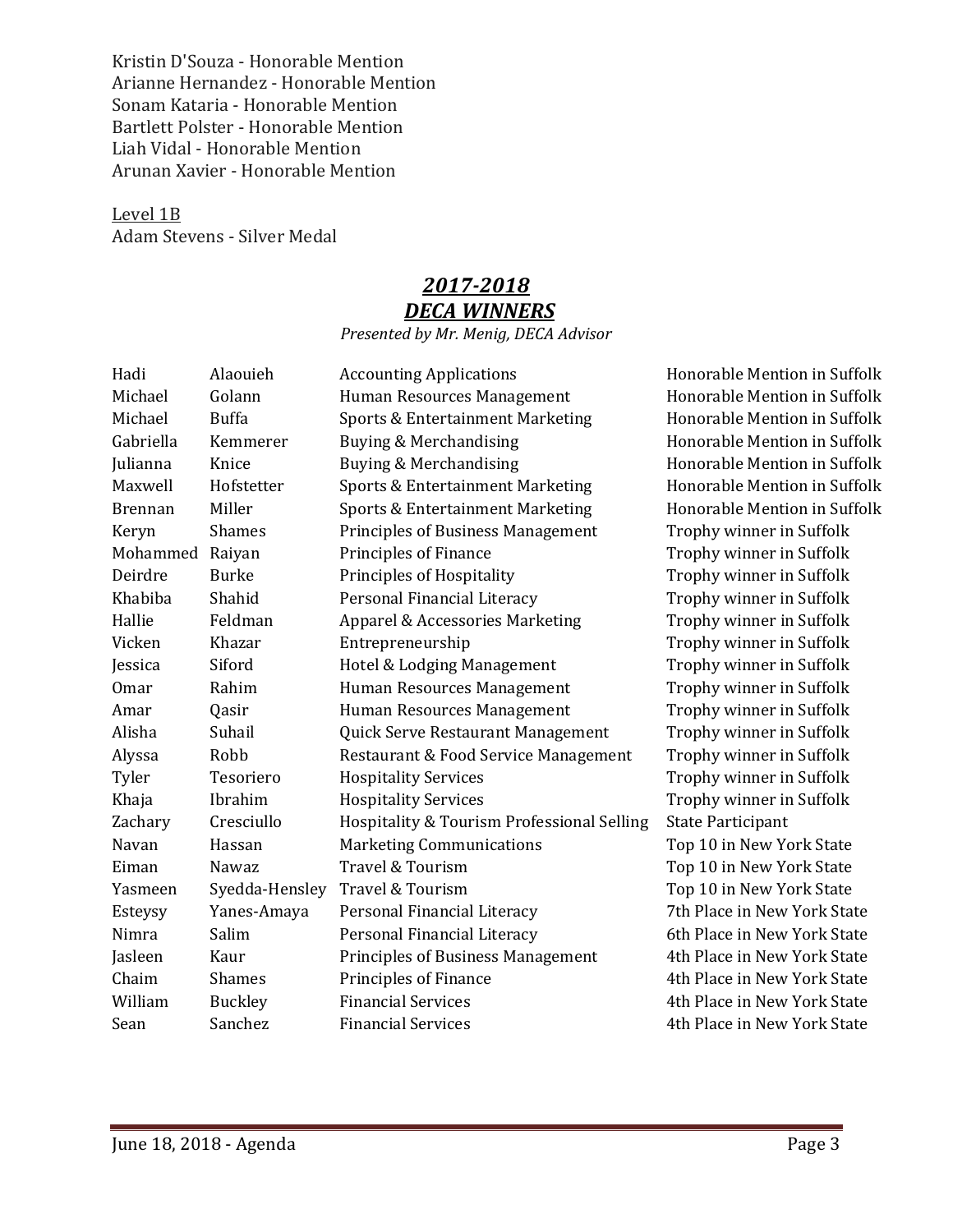Kristin D'Souza - Honorable Mention
Arianne Hernandez - Honorable Mention
Sonam Kataria - Honorable Mention
Bartlett Polster - Honorable Mention
Liah Vidal - Honorable Mention
Arunan Xavier - Honorable Mention

Level 1B
Adam Stevens - Silver Medal

## *2017-2018*
## *DECA WINNERS*

*Presented by Mr. Menig, DECA Advisor*

| | | | |
|---|---|---|---|
| Hadi | Alaouieh | Accounting Applications | Honorable Mention in Suffolk |
| Michael | Golann | Human Resources Management | Honorable Mention in Suffolk |
| Michael | Buffa | Sports & Entertainment Marketing | Honorable Mention in Suffolk |
| Gabriella | Kemmerer | Buying & Merchandising | Honorable Mention in Suffolk |
| Julianna | Knice | Buying & Merchandising | Honorable Mention in Suffolk |
| Maxwell | Hofstetter | Sports & Entertainment Marketing | Honorable Mention in Suffolk |
| Brennan | Miller | Sports & Entertainment Marketing | Honorable Mention in Suffolk |
| Keryn | Shames | Principles of Business Management | Trophy winner in Suffolk |
| Mohammed | Raiyan | Principles of Finance | Trophy winner in Suffolk |
| Deirdre | Burke | Principles of Hospitality | Trophy winner in Suffolk |
| Khabiba | Shahid | Personal Financial Literacy | Trophy winner in Suffolk |
| Hallie | Feldman | Apparel & Accessories Marketing | Trophy winner in Suffolk |
| Vicken | Khazar | Entrepreneurship | Trophy winner in Suffolk |
| Jessica | Siford | Hotel & Lodging Management | Trophy winner in Suffolk |
| Omar | Rahim | Human Resources Management | Trophy winner in Suffolk |
| Amar | Qasir | Human Resources Management | Trophy winner in Suffolk |
| Alisha | Suhail | Quick Serve Restaurant Management | Trophy winner in Suffolk |
| Alyssa | Robb | Restaurant & Food Service Management | Trophy winner in Suffolk |
| Tyler | Tesoriero | Hospitality Services | Trophy winner in Suffolk |
| Khaja | Ibrahim | Hospitality Services | Trophy winner in Suffolk |
| Zachary | Cresciullo | Hospitality & Tourism Professional Selling | State Participant |
| Navan | Hassan | Marketing Communications | Top 10 in New York State |
| Eiman | Nawaz | Travel & Tourism | Top 10 in New York State |
| Yasmeen | Syedda-Hensley | Travel & Tourism | Top 10 in New York State |
| Esteysy | Yanes-Amaya | Personal Financial Literacy | 7th Place in New York State |
| Nimra | Salim | Personal Financial Literacy | 6th Place in New York State |
| Jasleen | Kaur | Principles of Business Management | 4th Place in New York State |
| Chaim | Shames | Principles of Finance | 4th Place in New York State |
| William | Buckley | Financial Services | 4th Place in New York State |
| Sean | Sanchez | Financial Services | 4th Place in New York State |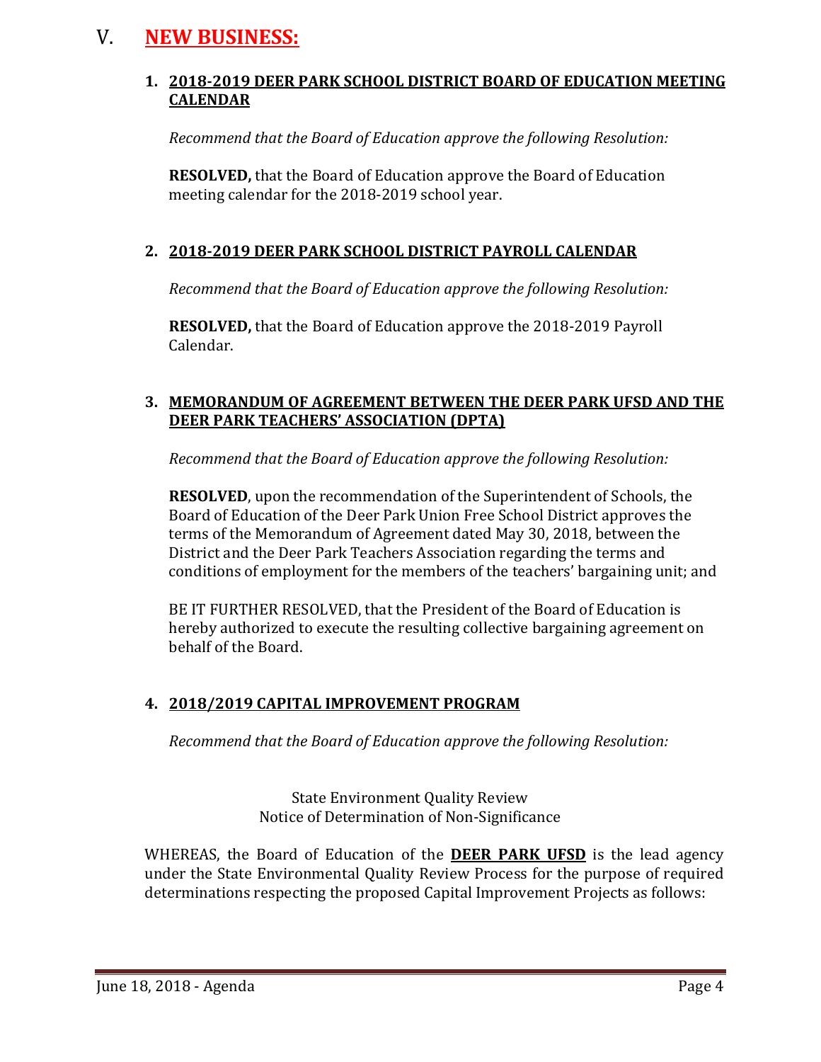# V. **NEW BUSINESS:**

### **1. 2018-2019 DEER PARK SCHOOL DISTRICT BOARD OF EDUCATION MEETING CALENDAR**

*Recommend that the Board of Education approve the following Resolution:*

**RESOLVED,** that the Board of Education approve the Board of Education meeting calendar for the 2018-2019 school year.

### **2. 2018-2019 DEER PARK SCHOOL DISTRICT PAYROLL CALENDAR**

*Recommend that the Board of Education approve the following Resolution:*

**RESOLVED,** that the Board of Education approve the 2018-2019 Payroll Calendar.

### **3. MEMORANDUM OF AGREEMENT BETWEEN THE DEER PARK UFSD AND THE DEER PARK TEACHERS' ASSOCIATION (DPTA)**

*Recommend that the Board of Education approve the following Resolution:*

**RESOLVED**, upon the recommendation of the Superintendent of Schools, the Board of Education of the Deer Park Union Free School District approves the terms of the Memorandum of Agreement dated May 30, 2018, between the District and the Deer Park Teachers Association regarding the terms and conditions of employment for the members of the teachers' bargaining unit; and

BE IT FURTHER RESOLVED, that the President of the Board of Education is hereby authorized to execute the resulting collective bargaining agreement on behalf of the Board.

### **4. 2018/2019 CAPITAL IMPROVEMENT PROGRAM**

*Recommend that the Board of Education approve the following Resolution:*

State Environment Quality Review
Notice of Determination of Non-Significance

WHEREAS, the Board of Education of the **DEER PARK UFSD** is the lead agency under the State Environmental Quality Review Process for the purpose of required determinations respecting the proposed Capital Improvement Projects as follows: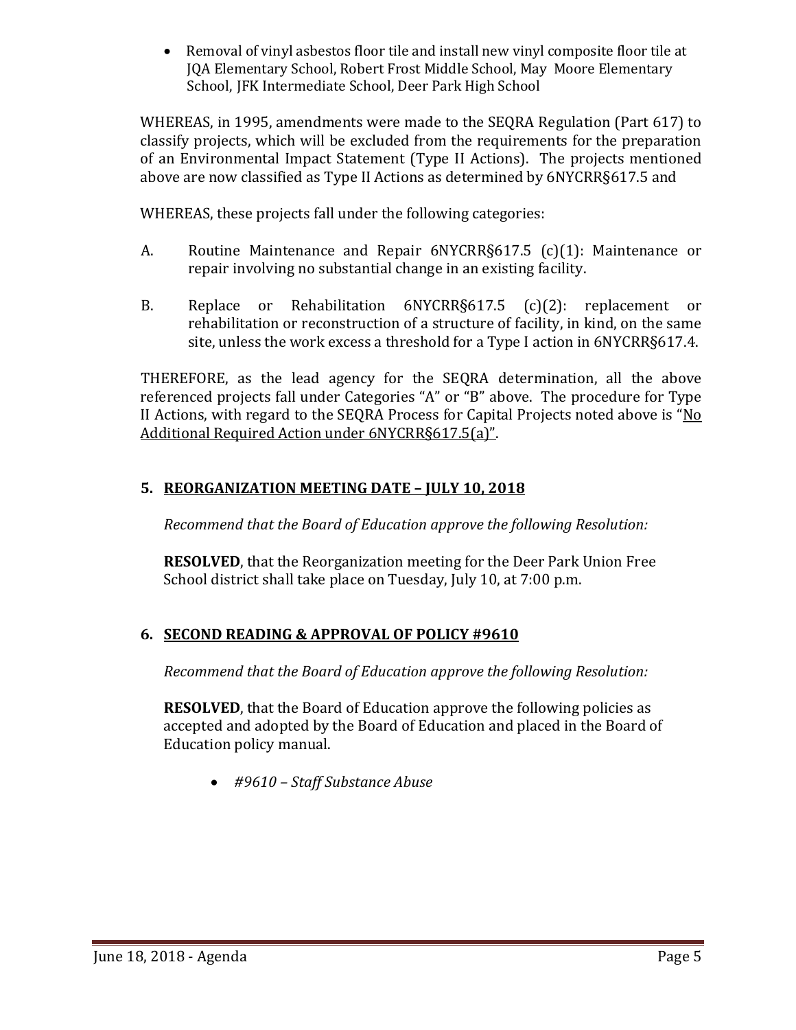- Removal of vinyl asbestos floor tile and install new vinyl composite floor tile at JQA Elementary School, Robert Frost Middle School, May Moore Elementary School, JFK Intermediate School, Deer Park High School

WHEREAS, in 1995, amendments were made to the SEQRA Regulation (Part 617) to classify projects, which will be excluded from the requirements for the preparation of an Environmental Impact Statement (Type II Actions). The projects mentioned above are now classified as Type II Actions as determined by 6NYCRR§617.5 and

WHEREAS, these projects fall under the following categories:

A. Routine Maintenance and Repair 6NYCRR§617.5 (c)(1): Maintenance or repair involving no substantial change in an existing facility.

B. Replace or Rehabilitation 6NYCRR§617.5 (c)(2): replacement or rehabilitation or reconstruction of a structure of facility, in kind, on the same site, unless the work excess a threshold for a Type I action in 6NYCRR§617.4.

THEREFORE, as the lead agency for the SEQRA determination, all the above referenced projects fall under Categories "A" or "B" above. The procedure for Type II Actions, with regard to the SEQRA Process for Capital Projects noted above is "No Additional Required Action under 6NYCRR§617.5(a)".

## 5. REORGANIZATION MEETING DATE – JULY 10, 2018

*Recommend that the Board of Education approve the following Resolution:*

**RESOLVED**, that the Reorganization meeting for the Deer Park Union Free School district shall take place on Tuesday, July 10, at 7:00 p.m.

## 6. SECOND READING & APPROVAL OF POLICY #9610

*Recommend that the Board of Education approve the following Resolution:*

**RESOLVED**, that the Board of Education approve the following policies as accepted and adopted by the Board of Education and placed in the Board of Education policy manual.

- *#9610 – Staff Substance Abuse*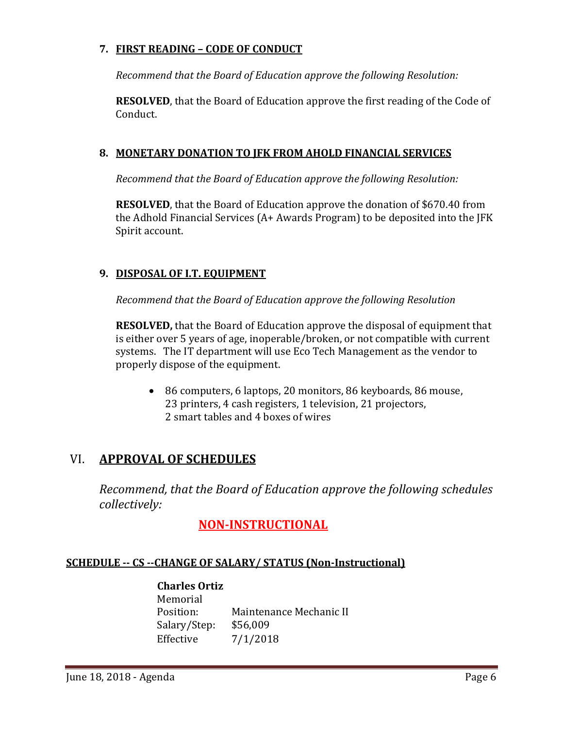**7. FIRST READING – CODE OF CONDUCT**

*Recommend that the Board of Education approve the following Resolution:*

**RESOLVED**, that the Board of Education approve the first reading of the Code of Conduct.

**8. MONETARY DONATION TO JFK FROM AHOLD FINANCIAL SERVICES**

*Recommend that the Board of Education approve the following Resolution:*

**RESOLVED**, that the Board of Education approve the donation of $670.40 from the Adhold Financial Services (A+ Awards Program) to be deposited into the JFK Spirit account.

**9. DISPOSAL OF I.T. EQUIPMENT**

*Recommend that the Board of Education approve the following Resolution*

**RESOLVED,** that the Board of Education approve the disposal of equipment that is either over 5 years of age, inoperable/broken, or not compatible with current systems. The IT department will use Eco Tech Management as the vendor to properly dispose of the equipment.

- 86 computers, 6 laptops, 20 monitors, 86 keyboards, 86 mouse, 23 printers, 4 cash registers, 1 television, 21 projectors, 2 smart tables and 4 boxes of wires

## VI. APPROVAL OF SCHEDULES

*Recommend, that the Board of Education approve the following schedules collectively:*

### NON-INSTRUCTIONAL

**SCHEDULE -- CS --CHANGE OF SALARY/ STATUS (Non-Instructional)**

**Charles Ortiz**
Memorial
Position: Maintenance Mechanic II
Salary/Step: $56,009
Effective 7/1/2018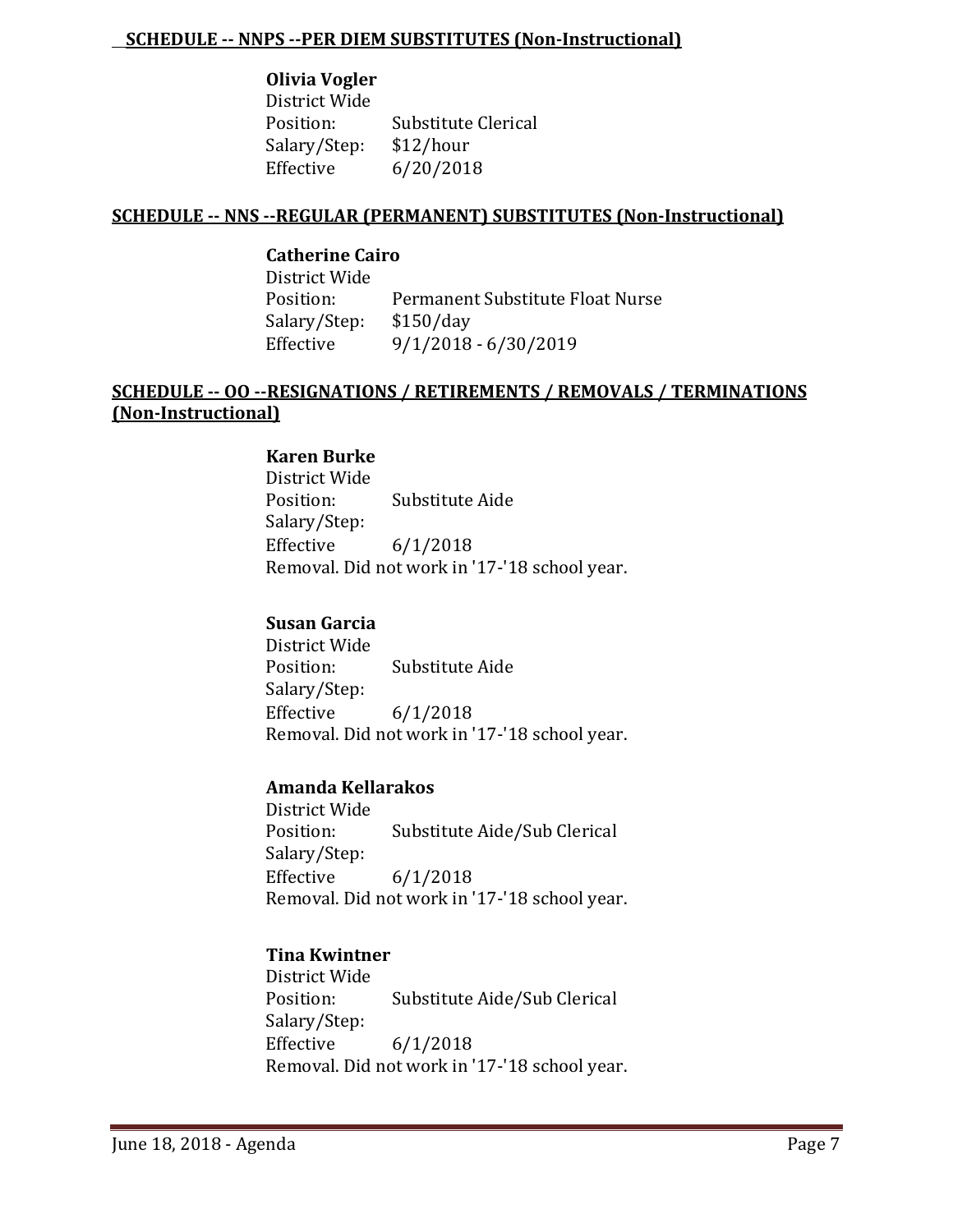**SCHEDULE -- NNPS --PER DIEM SUBSTITUTES (Non-Instructional)**

**Olivia Vogler**
District Wide
Position: Substitute Clerical
Salary/Step: $12/hour
Effective 6/20/2018

**SCHEDULE -- NNS --REGULAR (PERMANENT) SUBSTITUTES (Non-Instructional)**

**Catherine Cairo**
District Wide
Position: Permanent Substitute Float Nurse
Salary/Step: $150/day
Effective 9/1/2018 - 6/30/2019

**SCHEDULE -- OO --RESIGNATIONS / RETIREMENTS / REMOVALS / TERMINATIONS (Non-Instructional)**

**Karen Burke**
District Wide
Position: Substitute Aide
Salary/Step:
Effective 6/1/2018
Removal. Did not work in '17-'18 school year.

**Susan Garcia**
District Wide
Position: Substitute Aide
Salary/Step:
Effective 6/1/2018
Removal. Did not work in '17-'18 school year.

**Amanda Kellarakos**
District Wide
Position: Substitute Aide/Sub Clerical
Salary/Step:
Effective 6/1/2018
Removal. Did not work in '17-'18 school year.

**Tina Kwintner**
District Wide
Position: Substitute Aide/Sub Clerical
Salary/Step:
Effective 6/1/2018
Removal. Did not work in '17-'18 school year.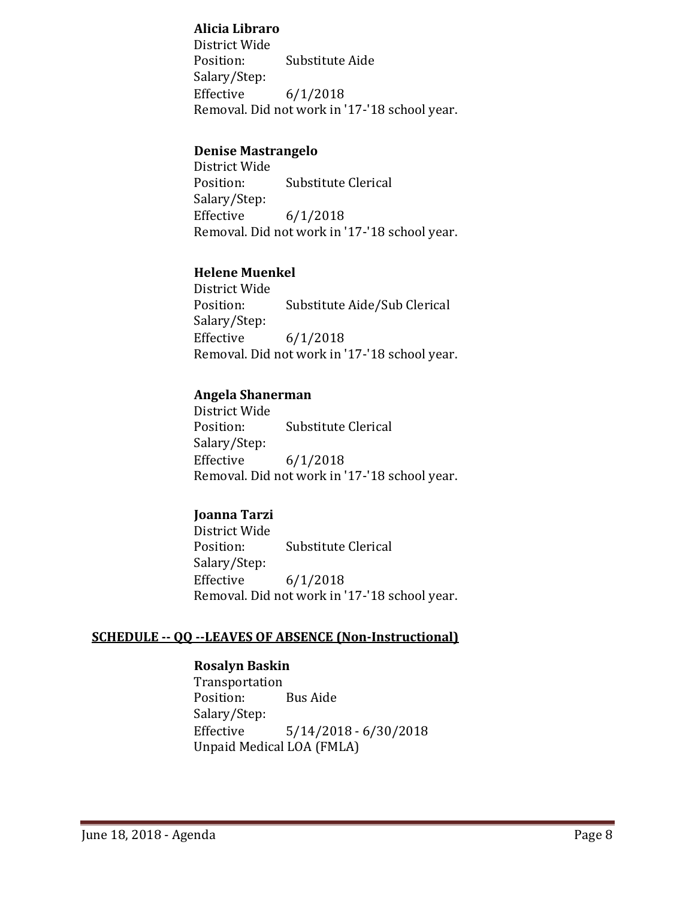**Alicia Libraro**
District Wide
Position: Substitute Aide
Salary/Step:
Effective 6/1/2018
Removal. Did not work in '17-'18 school year.

**Denise Mastrangelo**
District Wide
Position: Substitute Clerical
Salary/Step:
Effective 6/1/2018
Removal. Did not work in '17-'18 school year.

**Helene Muenkel**
District Wide
Position: Substitute Aide/Sub Clerical
Salary/Step:
Effective 6/1/2018
Removal. Did not work in '17-'18 school year.

**Angela Shanerman**
District Wide
Position: Substitute Clerical
Salary/Step:
Effective 6/1/2018
Removal. Did not work in '17-'18 school year.

**Joanna Tarzi**
District Wide
Position: Substitute Clerical
Salary/Step:
Effective 6/1/2018
Removal. Did not work in '17-'18 school year.

## SCHEDULE -- QQ --LEAVES OF ABSENCE (Non-Instructional)

**Rosalyn Baskin**
Transportation
Position: Bus Aide
Salary/Step:
Effective 5/14/2018 - 6/30/2018
Unpaid Medical LOA (FMLA)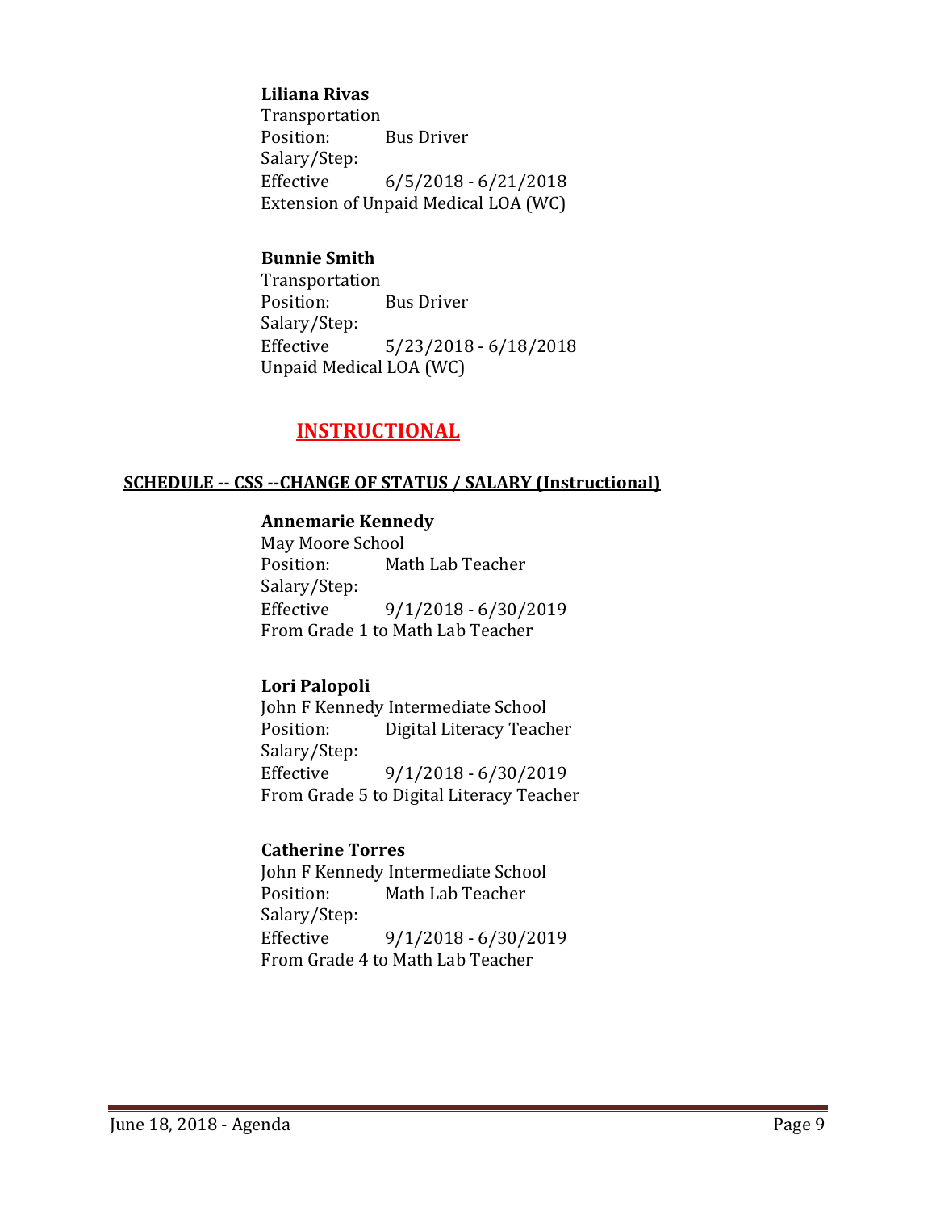**Liliana Rivas**
Transportation
Position: Bus Driver
Salary/Step:
Effective 6/5/2018 - 6/21/2018
Extension of Unpaid Medical LOA (WC)

**Bunnie Smith**
Transportation
Position: Bus Driver
Salary/Step:
Effective 5/23/2018 - 6/18/2018
Unpaid Medical LOA (WC)

## INSTRUCTIONAL

### SCHEDULE -- CSS --CHANGE OF STATUS / SALARY (Instructional)

**Annemarie Kennedy**
May Moore School
Position: Math Lab Teacher
Salary/Step:
Effective 9/1/2018 - 6/30/2019
From Grade 1 to Math Lab Teacher

**Lori Palopoli**
John F Kennedy Intermediate School
Position: Digital Literacy Teacher
Salary/Step:
Effective 9/1/2018 - 6/30/2019
From Grade 5 to Digital Literacy Teacher

**Catherine Torres**
John F Kennedy Intermediate School
Position: Math Lab Teacher
Salary/Step:
Effective 9/1/2018 - 6/30/2019
From Grade 4 to Math Lab Teacher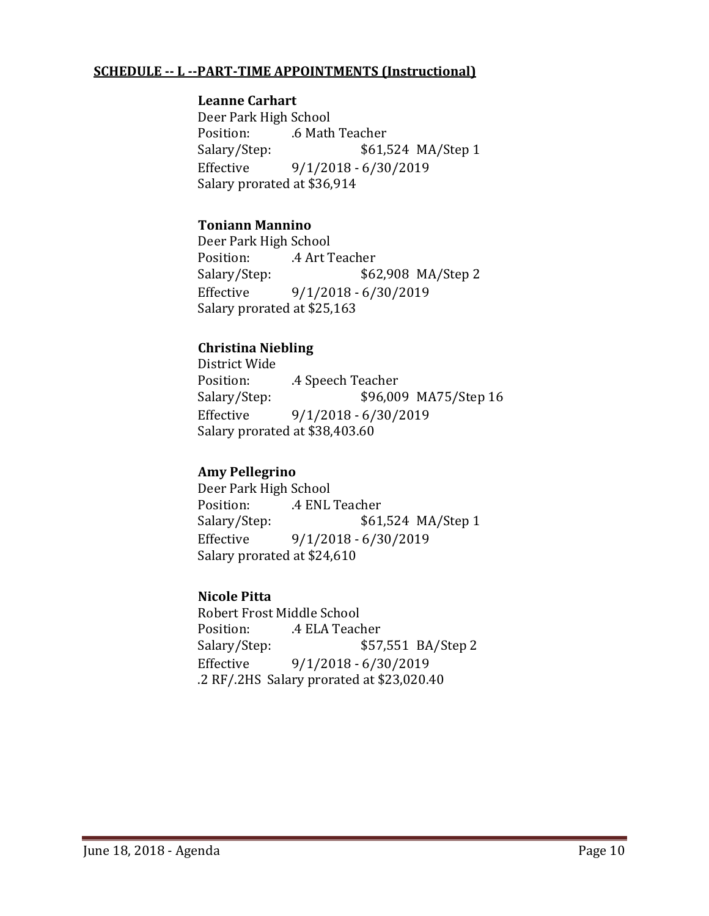**SCHEDULE -- L --PART-TIME APPOINTMENTS (Instructional)**

**Leanne Carhart**
Deer Park High School
Position: .6 Math Teacher
Salary/Step: $61,524 MA/Step 1
Effective 9/1/2018 - 6/30/2019
Salary prorated at $36,914

**Toniann Mannino**
Deer Park High School
Position: .4 Art Teacher
Salary/Step: $62,908 MA/Step 2
Effective 9/1/2018 - 6/30/2019
Salary prorated at $25,163

**Christina Niebling**
District Wide
Position: .4 Speech Teacher
Salary/Step: $96,009 MA75/Step 16
Effective 9/1/2018 - 6/30/2019
Salary prorated at $38,403.60

**Amy Pellegrino**
Deer Park High School
Position: .4 ENL Teacher
Salary/Step: $61,524 MA/Step 1
Effective 9/1/2018 - 6/30/2019
Salary prorated at $24,610

**Nicole Pitta**
Robert Frost Middle School
Position: .4 ELA Teacher
Salary/Step: $57,551 BA/Step 2
Effective 9/1/2018 - 6/30/2019
.2 RF/.2HS Salary prorated at $23,020.40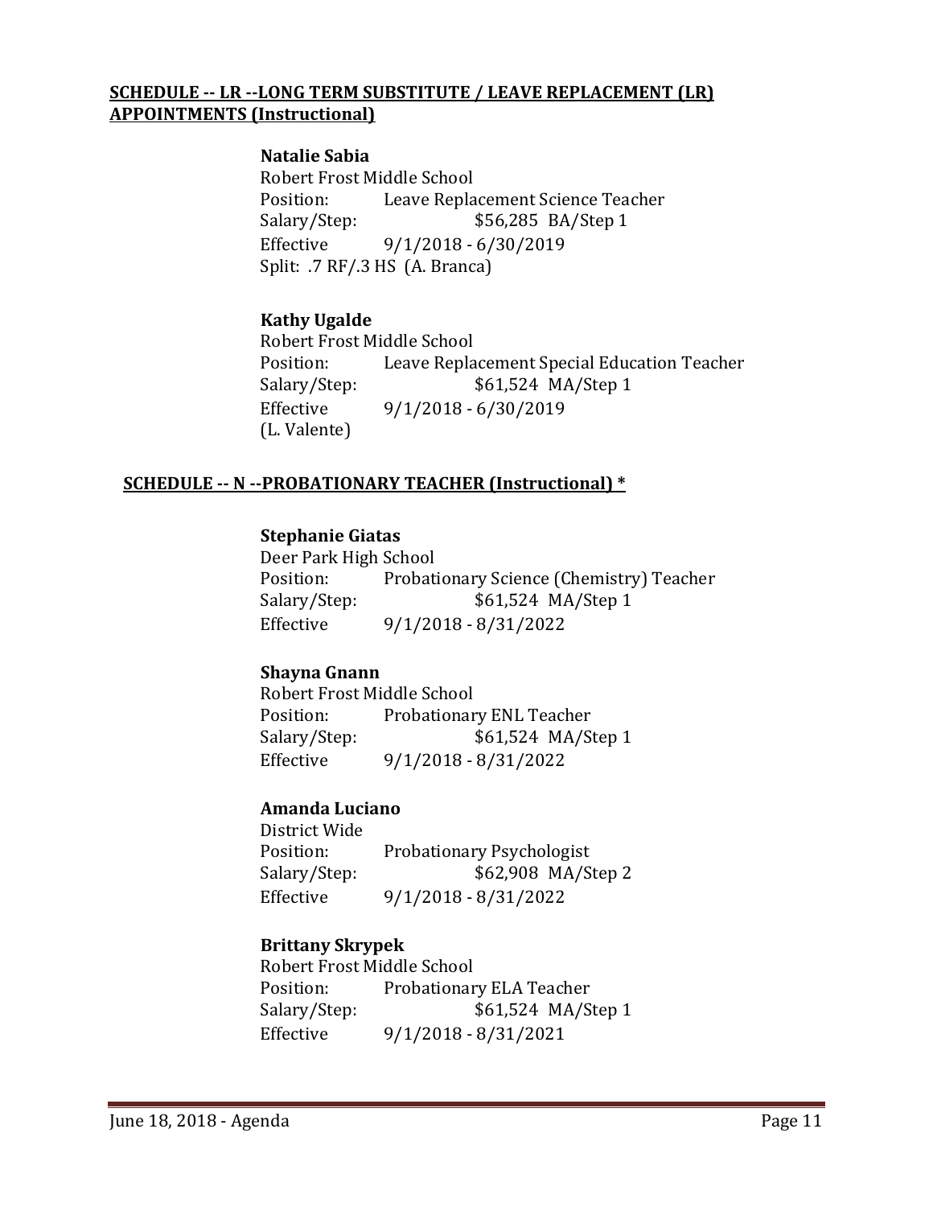**SCHEDULE -- LR --LONG TERM SUBSTITUTE / LEAVE REPLACEMENT (LR) APPOINTMENTS (Instructional)**

**Natalie Sabia**
Robert Frost Middle School
Position: Leave Replacement Science Teacher
Salary/Step: $56,285 BA/Step 1
Effective 9/1/2018 - 6/30/2019
Split: .7 RF/.3 HS (A. Branca)

**Kathy Ugalde**
Robert Frost Middle School
Position: Leave Replacement Special Education Teacher
Salary/Step: $61,524 MA/Step 1
Effective 9/1/2018 - 6/30/2019
(L. Valente)

**SCHEDULE -- N --PROBATIONARY TEACHER (Instructional) ***

**Stephanie Giatas**
Deer Park High School
Position: Probationary Science (Chemistry) Teacher
Salary/Step: $61,524 MA/Step 1
Effective 9/1/2018 - 8/31/2022

**Shayna Gnann**
Robert Frost Middle School
Position: Probationary ENL Teacher
Salary/Step: $61,524 MA/Step 1
Effective 9/1/2018 - 8/31/2022

**Amanda Luciano**
District Wide
Position: Probationary Psychologist
Salary/Step: $62,908 MA/Step 2
Effective 9/1/2018 - 8/31/2022

**Brittany Skrypek**
Robert Frost Middle School
Position: Probationary ELA Teacher
Salary/Step: $61,524 MA/Step 1
Effective 9/1/2018 - 8/31/2021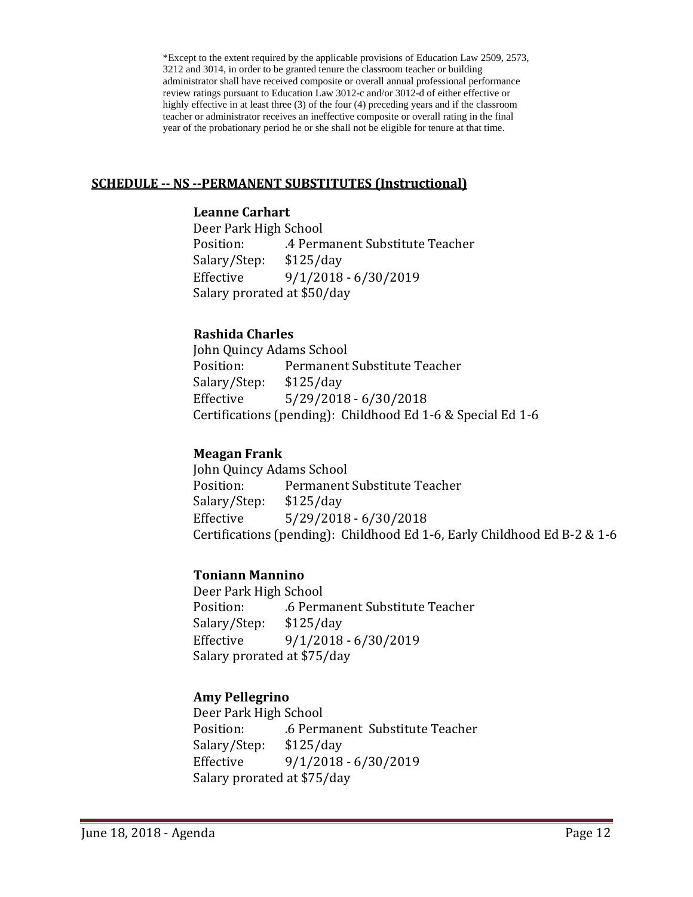*Except to the extent required by the applicable provisions of Education Law 2509, 2573, 3212 and 3014, in order to be granted tenure the classroom teacher or building administrator shall have received composite or overall annual professional performance review ratings pursuant to Education Law 3012-c and/or 3012-d of either effective or highly effective in at least three (3) of the four (4) preceding years and if the classroom teacher or administrator receives an ineffective composite or overall rating in the final year of the probationary period he or she shall not be eligible for tenure at that time.

## SCHEDULE -- NS --PERMANENT SUBSTITUTES (Instructional)

**Leanne Carhart**
Deer Park High School
Position: .4 Permanent Substitute Teacher
Salary/Step: $125/day
Effective 9/1/2018 - 6/30/2019
Salary prorated at $50/day

**Rashida Charles**
John Quincy Adams School
Position: Permanent Substitute Teacher
Salary/Step: $125/day
Effective 5/29/2018 - 6/30/2018
Certifications (pending): Childhood Ed 1-6 & Special Ed 1-6

**Meagan Frank**
John Quincy Adams School
Position: Permanent Substitute Teacher
Salary/Step: $125/day
Effective 5/29/2018 - 6/30/2018
Certifications (pending): Childhood Ed 1-6, Early Childhood Ed B-2 & 1-6

**Toniann Mannino**
Deer Park High School
Position: .6 Permanent Substitute Teacher
Salary/Step: $125/day
Effective 9/1/2018 - 6/30/2019
Salary prorated at $75/day

**Amy Pellegrino**
Deer Park High School
Position: .6 Permanent Substitute Teacher
Salary/Step: $125/day
Effective 9/1/2018 - 6/30/2019
Salary prorated at $75/day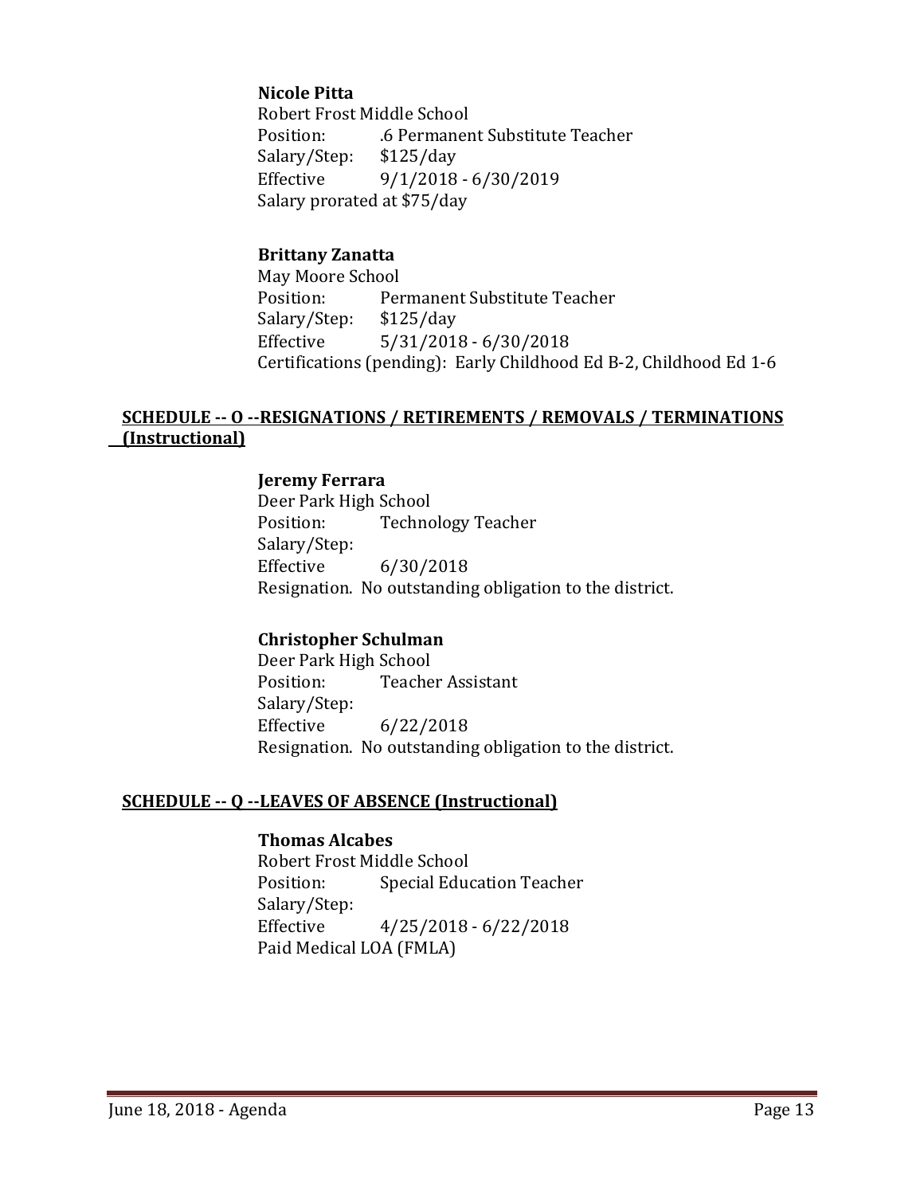**Nicole Pitta**
Robert Frost Middle School
Position: .6 Permanent Substitute Teacher
Salary/Step: $125/day
Effective 9/1/2018 - 6/30/2019
Salary prorated at $75/day

**Brittany Zanatta**
May Moore School
Position: Permanent Substitute Teacher
Salary/Step: $125/day
Effective 5/31/2018 - 6/30/2018
Certifications (pending): Early Childhood Ed B-2, Childhood Ed 1-6

## SCHEDULE -- O --RESIGNATIONS / RETIREMENTS / REMOVALS / TERMINATIONS (Instructional)

**Jeremy Ferrara**
Deer Park High School
Position: Technology Teacher
Salary/Step:
Effective 6/30/2018
Resignation. No outstanding obligation to the district.

**Christopher Schulman**
Deer Park High School
Position: Teacher Assistant
Salary/Step:
Effective 6/22/2018
Resignation. No outstanding obligation to the district.

## SCHEDULE -- Q --LEAVES OF ABSENCE (Instructional)

**Thomas Alcabes**
Robert Frost Middle School
Position: Special Education Teacher
Salary/Step:
Effective 4/25/2018 - 6/22/2018
Paid Medical LOA (FMLA)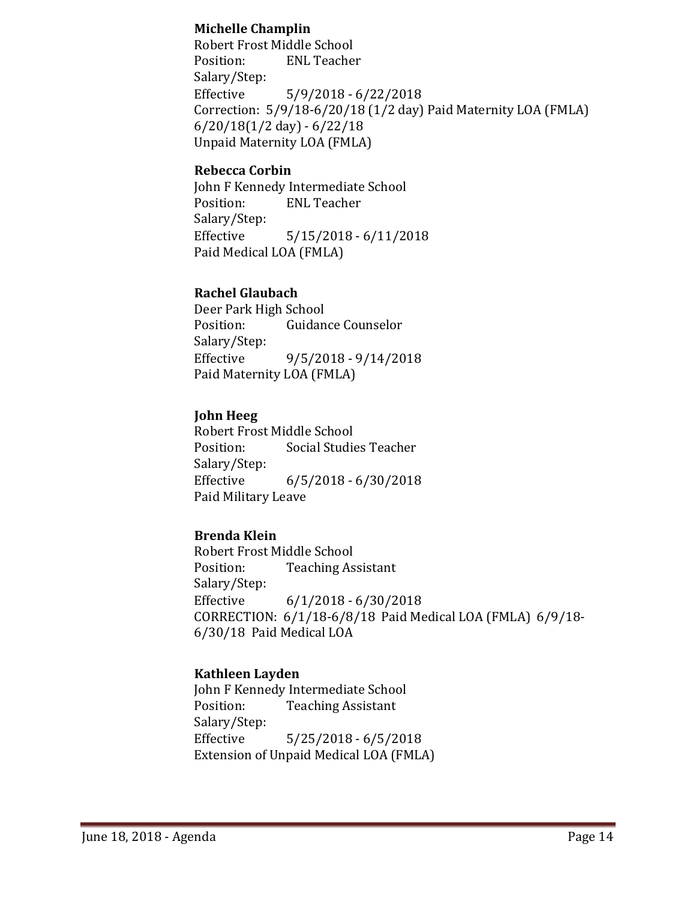**Michelle Champlin**
Robert Frost Middle School
Position: ENL Teacher
Salary/Step:
Effective 5/9/2018 - 6/22/2018
Correction: 5/9/18-6/20/18 (1/2 day) Paid Maternity LOA (FMLA) 6/20/18(1/2 day) - 6/22/18
Unpaid Maternity LOA (FMLA)

**Rebecca Corbin**
John F Kennedy Intermediate School
Position: ENL Teacher
Salary/Step:
Effective 5/15/2018 - 6/11/2018
Paid Medical LOA (FMLA)

**Rachel Glaubach**
Deer Park High School
Position: Guidance Counselor
Salary/Step:
Effective 9/5/2018 - 9/14/2018
Paid Maternity LOA (FMLA)

**John Heeg**
Robert Frost Middle School
Position: Social Studies Teacher
Salary/Step:
Effective 6/5/2018 - 6/30/2018
Paid Military Leave

**Brenda Klein**
Robert Frost Middle School
Position: Teaching Assistant
Salary/Step:
Effective 6/1/2018 - 6/30/2018
CORRECTION: 6/1/18-6/8/18 Paid Medical LOA (FMLA) 6/9/18-6/30/18 Paid Medical LOA

**Kathleen Layden**
John F Kennedy Intermediate School
Position: Teaching Assistant
Salary/Step:
Effective 5/25/2018 - 6/5/2018
Extension of Unpaid Medical LOA (FMLA)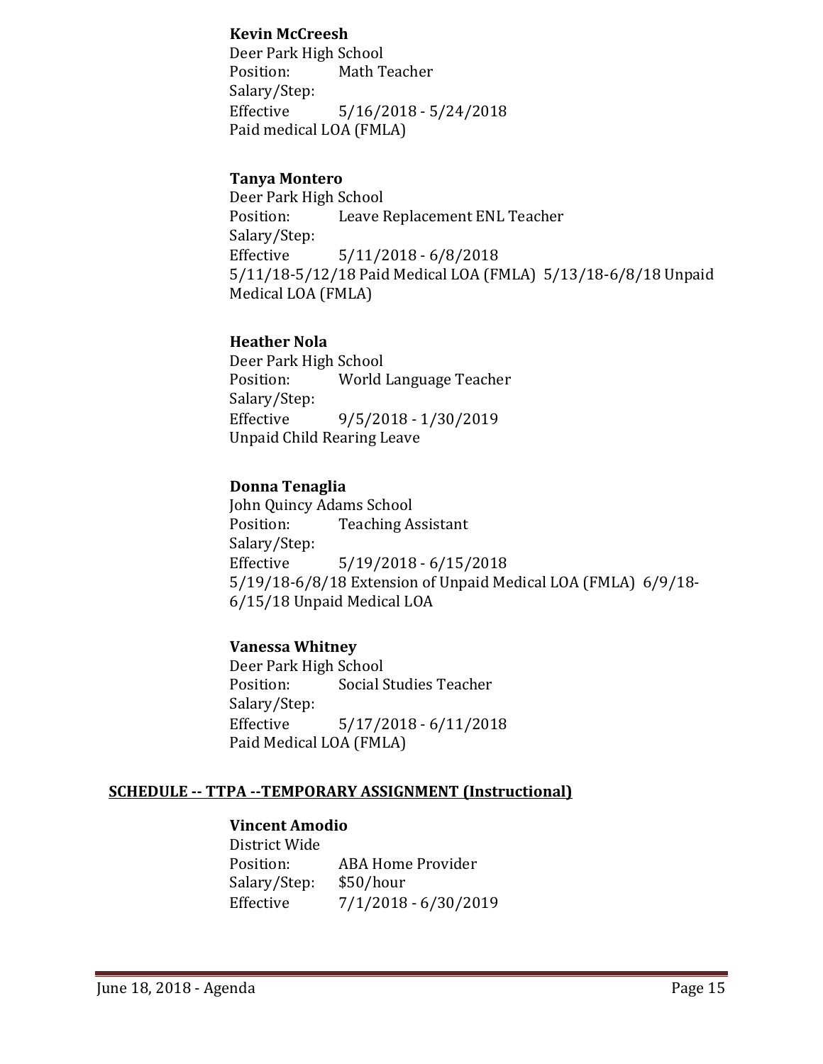**Kevin McCreesh**
Deer Park High School
Position: Math Teacher
Salary/Step:
Effective 5/16/2018 - 5/24/2018
Paid medical LOA (FMLA)

**Tanya Montero**
Deer Park High School
Position: Leave Replacement ENL Teacher
Salary/Step:
Effective 5/11/2018 - 6/8/2018
5/11/18-5/12/18 Paid Medical LOA (FMLA) 5/13/18-6/8/18 Unpaid Medical LOA (FMLA)

**Heather Nola**
Deer Park High School
Position: World Language Teacher
Salary/Step:
Effective 9/5/2018 - 1/30/2019
Unpaid Child Rearing Leave

**Donna Tenaglia**
John Quincy Adams School
Position: Teaching Assistant
Salary/Step:
Effective 5/19/2018 - 6/15/2018
5/19/18-6/8/18 Extension of Unpaid Medical LOA (FMLA) 6/9/18-6/15/18 Unpaid Medical LOA

**Vanessa Whitney**
Deer Park High School
Position: Social Studies Teacher
Salary/Step:
Effective 5/17/2018 - 6/11/2018
Paid Medical LOA (FMLA)

## SCHEDULE -- TTPA --TEMPORARY ASSIGNMENT (Instructional)

**Vincent Amodio**
District Wide
Position: ABA Home Provider
Salary/Step: $50/hour
Effective 7/1/2018 - 6/30/2019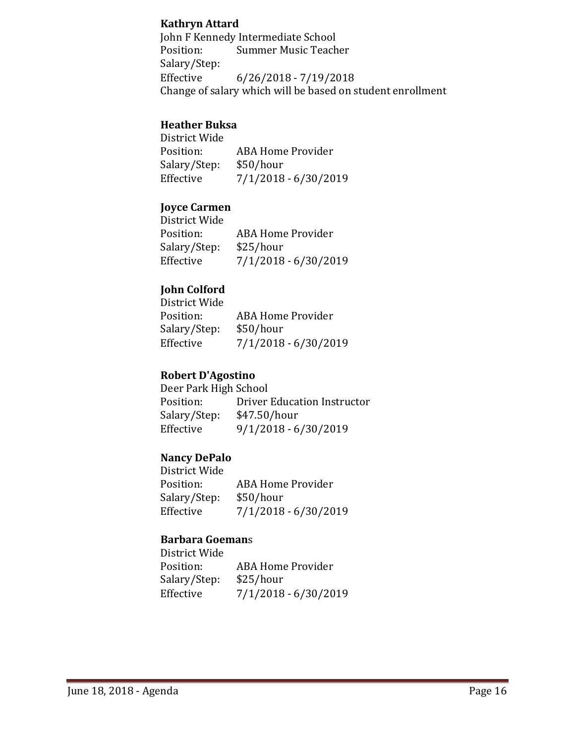**Kathryn Attard**
John F Kennedy Intermediate School
Position: Summer Music Teacher
Salary/Step:
Effective 6/26/2018 - 7/19/2018
Change of salary which will be based on student enrollment

**Heather Buksa**
District Wide
Position: ABA Home Provider
Salary/Step: $50/hour
Effective 7/1/2018 - 6/30/2019

**Joyce Carmen**
District Wide
Position: ABA Home Provider
Salary/Step: $25/hour
Effective 7/1/2018 - 6/30/2019

**John Colford**
District Wide
Position: ABA Home Provider
Salary/Step: $50/hour
Effective 7/1/2018 - 6/30/2019

**Robert D'Agostino**
Deer Park High School
Position: Driver Education Instructor
Salary/Step: $47.50/hour
Effective 9/1/2018 - 6/30/2019

**Nancy DePalo**
District Wide
Position: ABA Home Provider
Salary/Step: $50/hour
Effective 7/1/2018 - 6/30/2019

**Barbara Goeman**s
District Wide
Position: ABA Home Provider
Salary/Step: $25/hour
Effective 7/1/2018 - 6/30/2019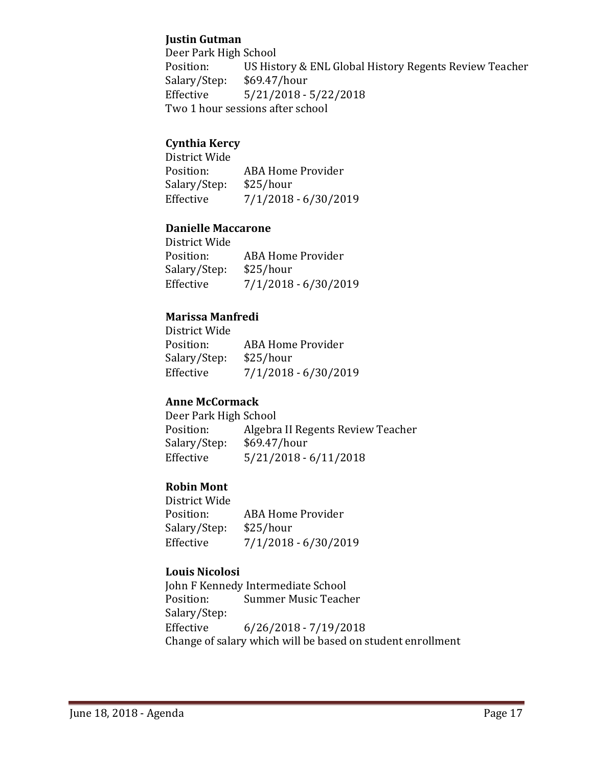**Justin Gutman**
Deer Park High School
Position: US History & ENL Global History Regents Review Teacher
Salary/Step: $69.47/hour
Effective 5/21/2018 - 5/22/2018
Two 1 hour sessions after school

**Cynthia Kercy**
District Wide
Position: ABA Home Provider
Salary/Step: $25/hour
Effective 7/1/2018 - 6/30/2019

**Danielle Maccarone**
District Wide
Position: ABA Home Provider
Salary/Step: $25/hour
Effective 7/1/2018 - 6/30/2019

**Marissa Manfredi**
District Wide
Position: ABA Home Provider
Salary/Step: $25/hour
Effective 7/1/2018 - 6/30/2019

**Anne McCormack**
Deer Park High School
Position: Algebra II Regents Review Teacher
Salary/Step: $69.47/hour
Effective 5/21/2018 - 6/11/2018

**Robin Mont**
District Wide
Position: ABA Home Provider
Salary/Step: $25/hour
Effective 7/1/2018 - 6/30/2019

**Louis Nicolosi**
John F Kennedy Intermediate School
Position: Summer Music Teacher
Salary/Step:
Effective 6/26/2018 - 7/19/2018
Change of salary which will be based on student enrollment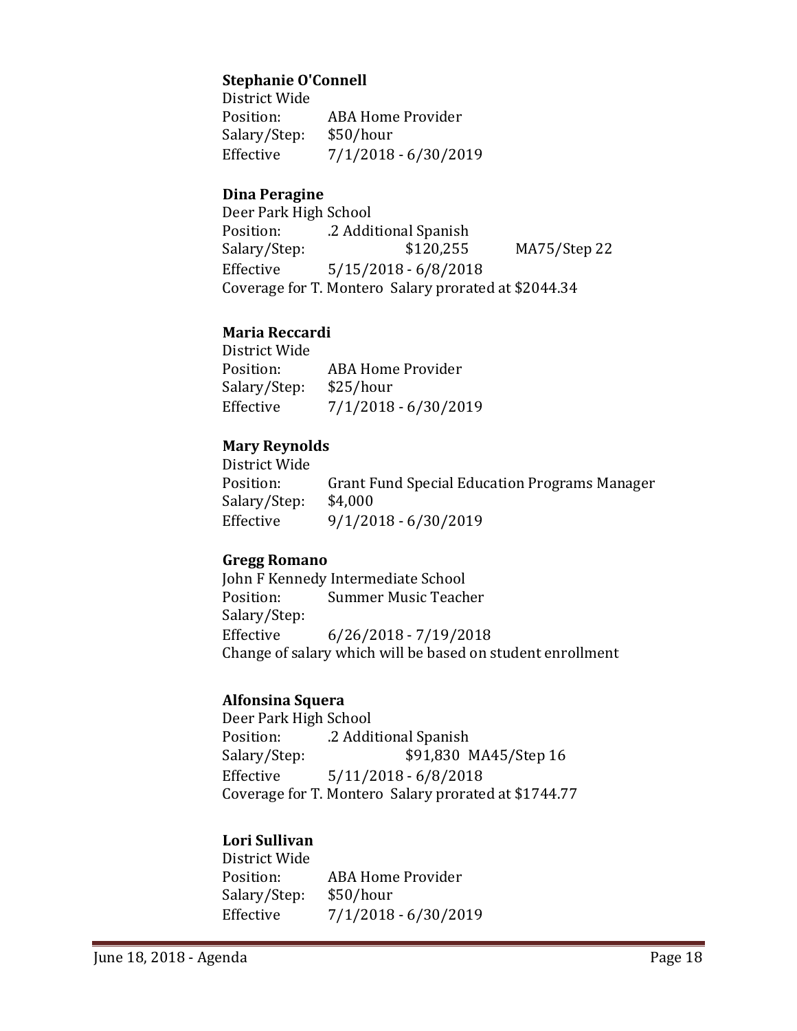**Stephanie O'Connell**
District Wide
Position: ABA Home Provider
Salary/Step: $50/hour
Effective 7/1/2018 - 6/30/2019

**Dina Peragine**
Deer Park High School
Position: .2 Additional Spanish
Salary/Step: $120,255 MA75/Step 22
Effective 5/15/2018 - 6/8/2018
Coverage for T. Montero Salary prorated at $2044.34

**Maria Reccardi**
District Wide
Position: ABA Home Provider
Salary/Step: $25/hour
Effective 7/1/2018 - 6/30/2019

**Mary Reynolds**
District Wide
Position: Grant Fund Special Education Programs Manager
Salary/Step: $4,000
Effective 9/1/2018 - 6/30/2019

**Gregg Romano**
John F Kennedy Intermediate School
Position: Summer Music Teacher
Salary/Step:
Effective 6/26/2018 - 7/19/2018
Change of salary which will be based on student enrollment

**Alfonsina Squera**
Deer Park High School
Position: .2 Additional Spanish
Salary/Step: $91,830 MA45/Step 16
Effective 5/11/2018 - 6/8/2018
Coverage for T. Montero Salary prorated at $1744.77

**Lori Sullivan**
District Wide
Position: ABA Home Provider
Salary/Step: $50/hour
Effective 7/1/2018 - 6/30/2019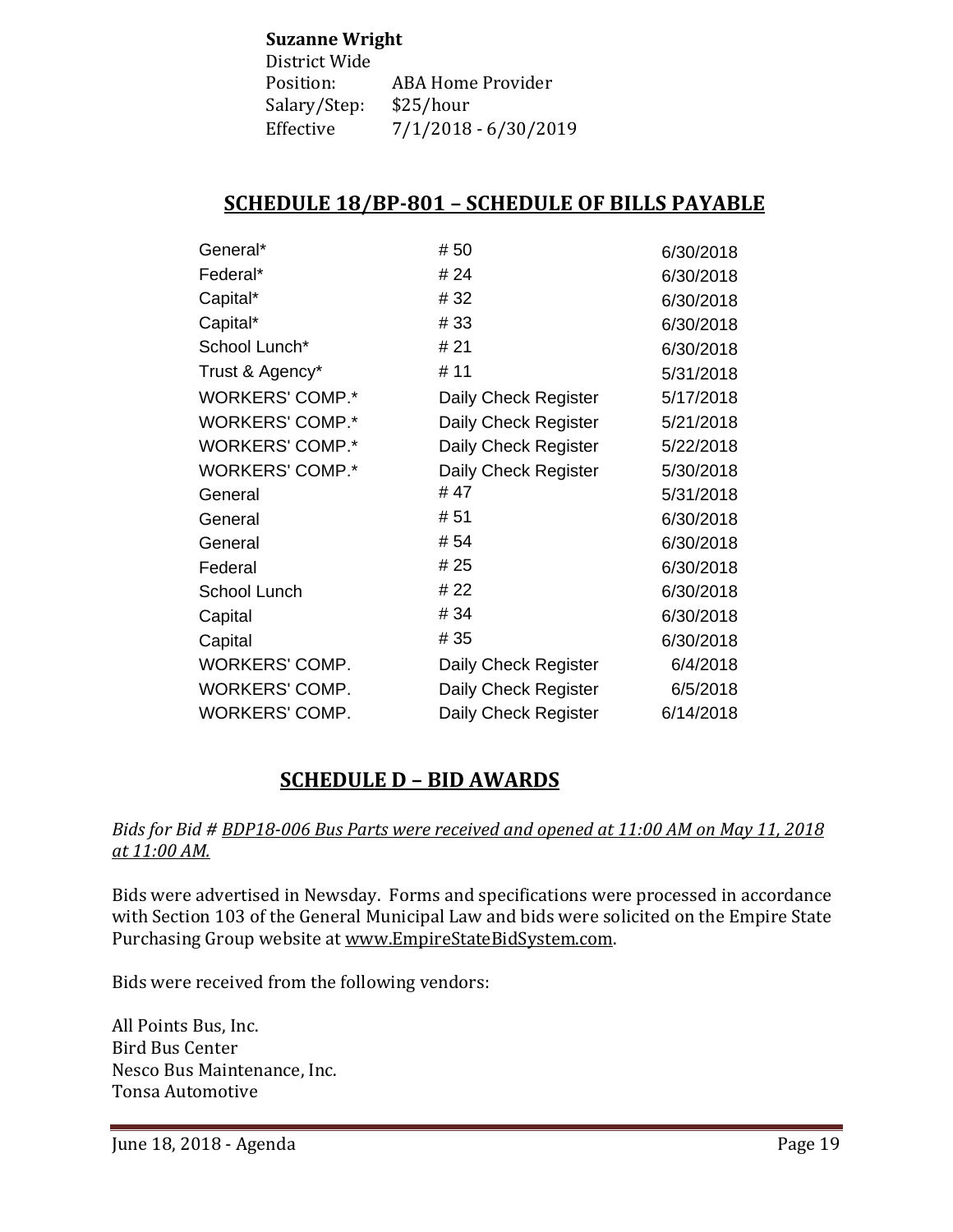**Suzanne Wright**
District Wide
Position: ABA Home Provider
Salary/Step: $25/hour
Effective 7/1/2018 - 6/30/2019

## SCHEDULE 18/BP-801 – SCHEDULE OF BILLS PAYABLE

| | | |
|---|---|---|
| General* | # 50 | 6/30/2018 |
| Federal* | # 24 | 6/30/2018 |
| Capital* | # 32 | 6/30/2018 |
| Capital* | # 33 | 6/30/2018 |
| School Lunch* | # 21 | 6/30/2018 |
| Trust & Agency* | # 11 | 5/31/2018 |
| WORKERS' COMP.* | Daily Check Register | 5/17/2018 |
| WORKERS' COMP.* | Daily Check Register | 5/21/2018 |
| WORKERS' COMP.* | Daily Check Register | 5/22/2018 |
| WORKERS' COMP.* | Daily Check Register | 5/30/2018 |
| General | # 47 | 5/31/2018 |
| General | # 51 | 6/30/2018 |
| General | # 54 | 6/30/2018 |
| Federal | # 25 | 6/30/2018 |
| School Lunch | # 22 | 6/30/2018 |
| Capital | # 34 | 6/30/2018 |
| Capital | # 35 | 6/30/2018 |
| WORKERS' COMP. | Daily Check Register | 6/4/2018 |
| WORKERS' COMP. | Daily Check Register | 6/5/2018 |
| WORKERS' COMP. | Daily Check Register | 6/14/2018 |

## SCHEDULE D – BID AWARDS

*Bids for Bid # BDP18-006 Bus Parts were received and opened at 11:00 AM on May 11, 2018 at 11:00 AM.*

Bids were advertised in Newsday. Forms and specifications were processed in accordance with Section 103 of the General Municipal Law and bids were solicited on the Empire State Purchasing Group website at www.EmpireStateBidSystem.com.

Bids were received from the following vendors:

All Points Bus, Inc.
Bird Bus Center
Nesco Bus Maintenance, Inc.
Tonsa Automotive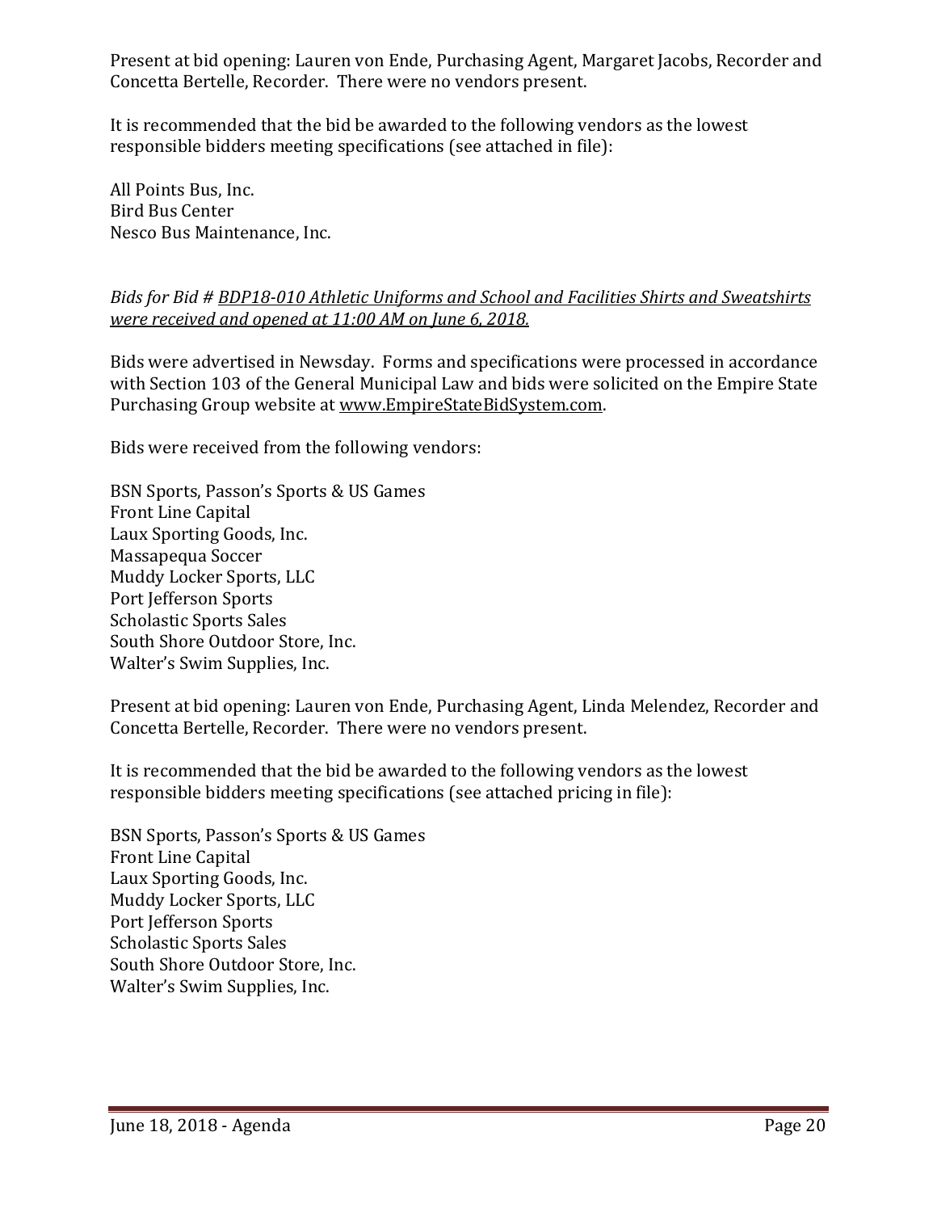Present at bid opening: Lauren von Ende, Purchasing Agent, Margaret Jacobs, Recorder and Concetta Bertelle, Recorder. There were no vendors present.

It is recommended that the bid be awarded to the following vendors as the lowest responsible bidders meeting specifications (see attached in file):

All Points Bus, Inc.
Bird Bus Center
Nesco Bus Maintenance, Inc.

*Bids for Bid # BDP18-010 Athletic Uniforms and School and Facilities Shirts and Sweatshirts were received and opened at 11:00 AM on June 6, 2018.*

Bids were advertised in Newsday. Forms and specifications were processed in accordance with Section 103 of the General Municipal Law and bids were solicited on the Empire State Purchasing Group website at www.EmpireStateBidSystem.com.

Bids were received from the following vendors:

BSN Sports, Passon's Sports & US Games
Front Line Capital
Laux Sporting Goods, Inc.
Massapequa Soccer
Muddy Locker Sports, LLC
Port Jefferson Sports
Scholastic Sports Sales
South Shore Outdoor Store, Inc.
Walter's Swim Supplies, Inc.

Present at bid opening: Lauren von Ende, Purchasing Agent, Linda Melendez, Recorder and Concetta Bertelle, Recorder. There were no vendors present.

It is recommended that the bid be awarded to the following vendors as the lowest responsible bidders meeting specifications (see attached pricing in file):

BSN Sports, Passon's Sports & US Games
Front Line Capital
Laux Sporting Goods, Inc.
Muddy Locker Sports, LLC
Port Jefferson Sports
Scholastic Sports Sales
South Shore Outdoor Store, Inc.
Walter's Swim Supplies, Inc.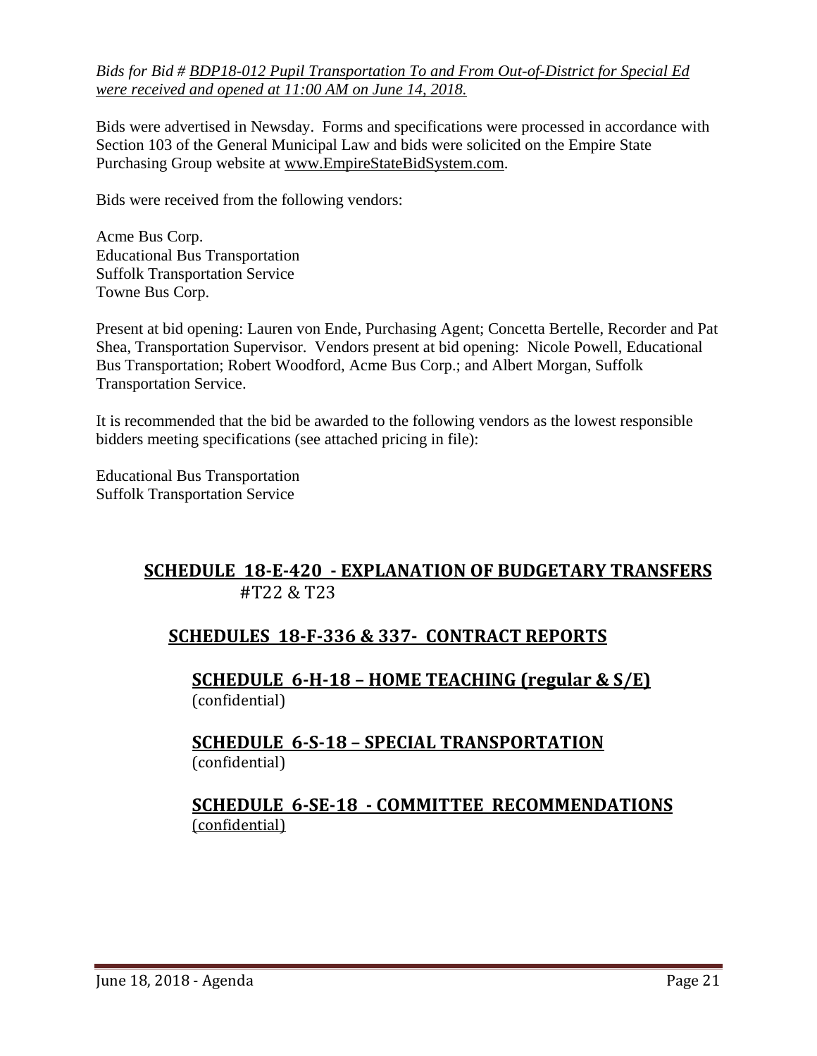*Bids for Bid # BDP18-012 Pupil Transportation To and From Out-of-District for Special Ed were received and opened at 11:00 AM on June 14, 2018.*

Bids were advertised in Newsday. Forms and specifications were processed in accordance with Section 103 of the General Municipal Law and bids were solicited on the Empire State Purchasing Group website at www.EmpireStateBidSystem.com.

Bids were received from the following vendors:

Acme Bus Corp.
Educational Bus Transportation
Suffolk Transportation Service
Towne Bus Corp.

Present at bid opening: Lauren von Ende, Purchasing Agent; Concetta Bertelle, Recorder and Pat Shea, Transportation Supervisor. Vendors present at bid opening: Nicole Powell, Educational Bus Transportation; Robert Woodford, Acme Bus Corp.; and Albert Morgan, Suffolk Transportation Service.

It is recommended that the bid be awarded to the following vendors as the lowest responsible bidders meeting specifications (see attached pricing in file):

Educational Bus Transportation
Suffolk Transportation Service

## SCHEDULE 18-E-420 - EXPLANATION OF BUDGETARY TRANSFERS

#T22 & T23

## SCHEDULES 18-F-336 & 337- CONTRACT REPORTS

### SCHEDULE 6-H-18 – HOME TEACHING (regular & S/E)

(confidential)

### SCHEDULE 6-S-18 – SPECIAL TRANSPORTATION

(confidential)

### SCHEDULE 6-SE-18 - COMMITTEE RECOMMENDATIONS

(confidential)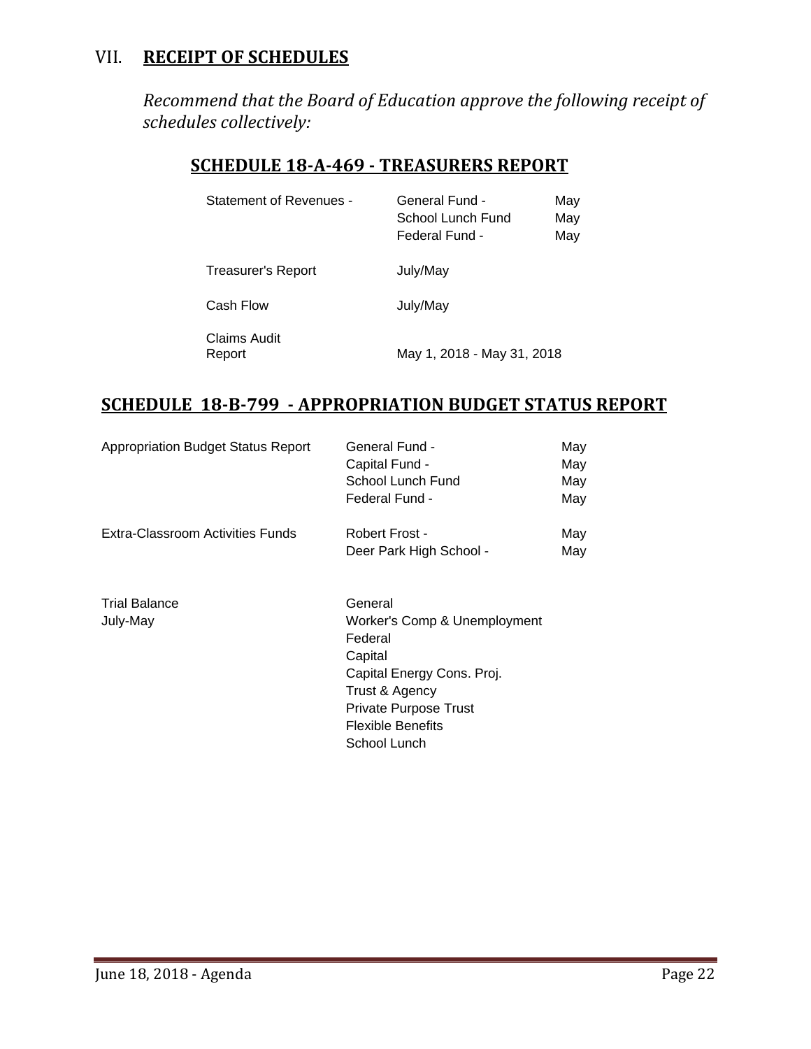## VII. **RECEIPT OF SCHEDULES**

*Recommend that the Board of Education approve the following receipt of schedules collectively:*

### SCHEDULE 18-A-469 - TREASURERS REPORT

| | | |
|---|---|---|
| Statement of Revenues - | General Fund - | May |
| | School Lunch Fund | May |
| | Federal Fund - | May |
| Treasurer's Report | July/May | |
| Cash Flow | July/May | |
| Claims Audit Report | May 1, 2018 - May 31, 2018 | |

### SCHEDULE 18-B-799 - APPROPRIATION BUDGET STATUS REPORT

| | | |
|---|---|---|
| Appropriation Budget Status Report | General Fund - | May |
| | Capital Fund - | May |
| | School Lunch Fund | May |
| | Federal Fund - | May |
| Extra-Classroom Activities Funds | Robert Frost - | May |
| | Deer Park High School - | May |
| Trial Balance | General | |
| July-May | Worker's Comp & Unemployment | |
| | Federal | |
| | Capital | |
| | Capital Energy Cons. Proj. | |
| | Trust & Agency | |
| | Private Purpose Trust | |
| | Flexible Benefits | |
| | School Lunch | |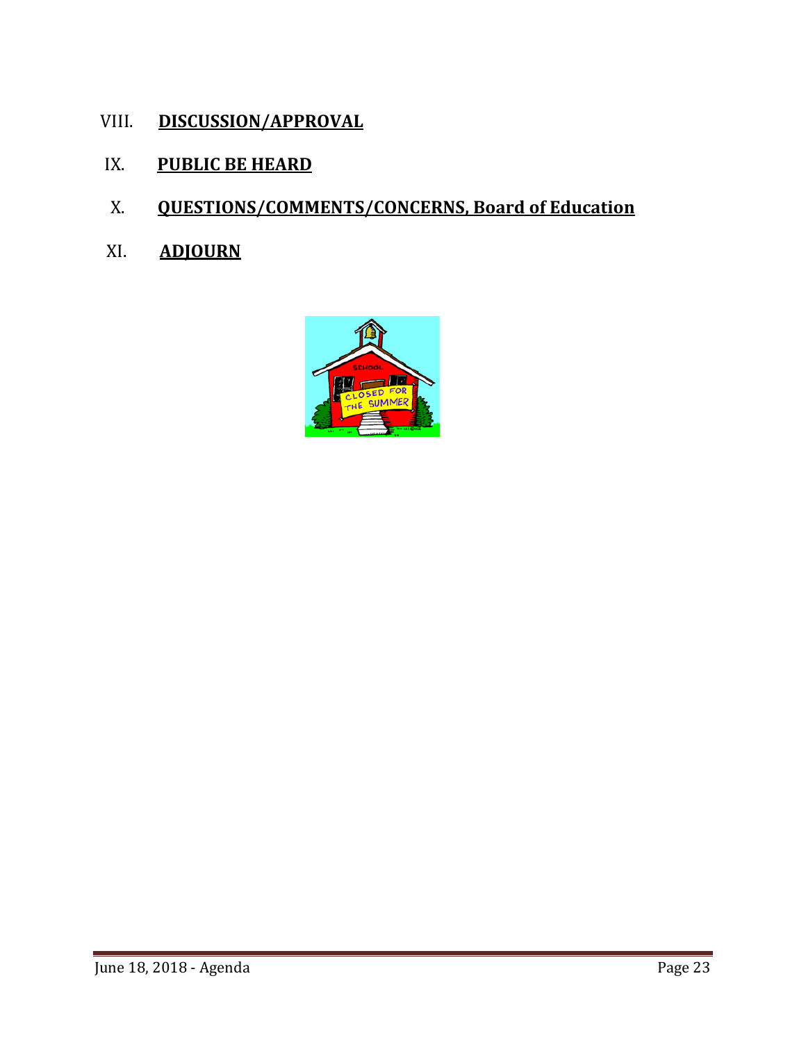VIII. **DISCUSSION/APPROVAL**

IX. **PUBLIC BE HEARD**

X. **QUESTIONS/COMMENTS/CONCERNS, Board of Education**

XI. **ADJOURN**